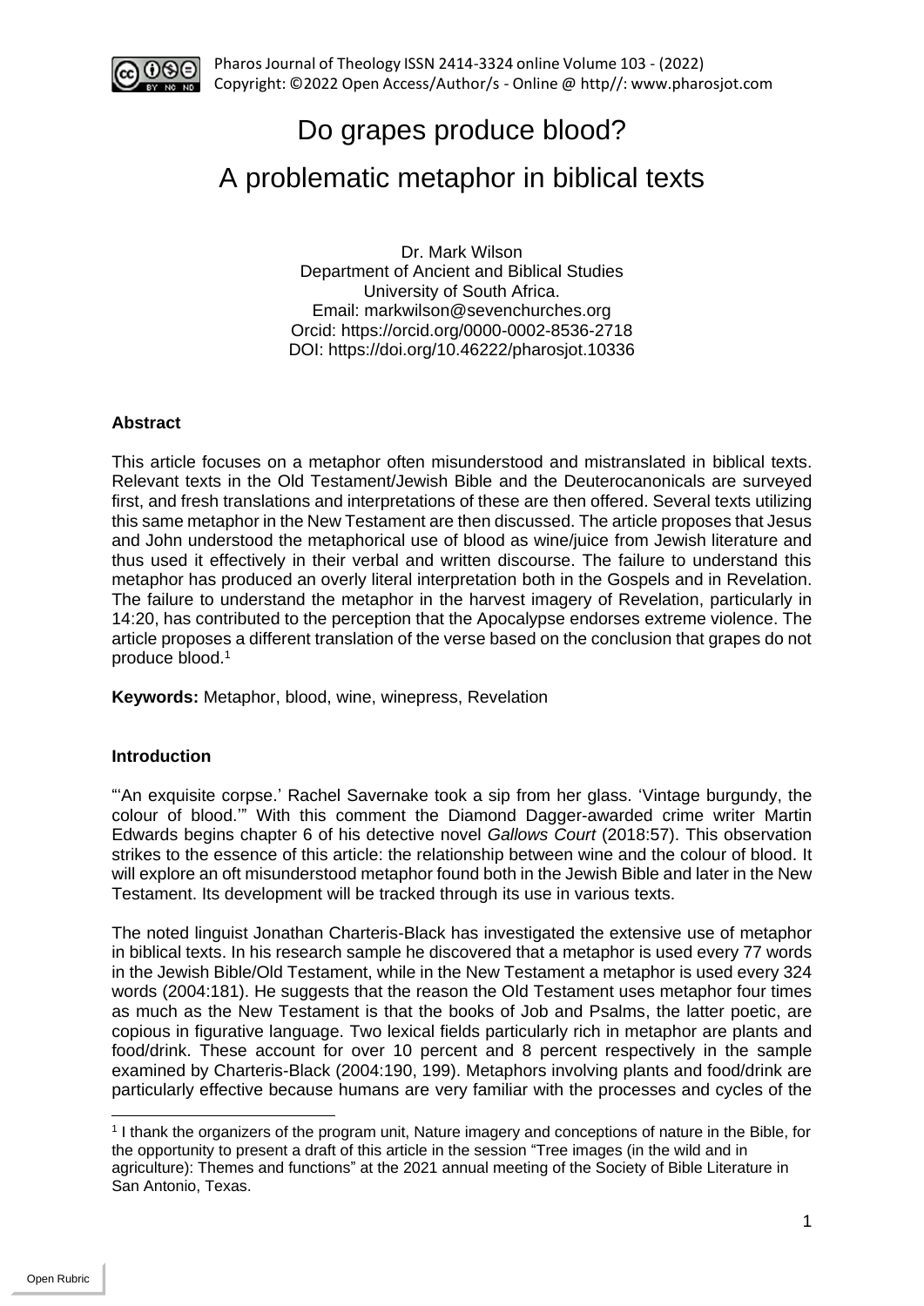# Do grapes produce blood?

# A problematic metaphor in biblical texts

Dr. Mark Wilson
Department of Ancient and Biblical Studies
University of South Africa.
Email: markwilson@sevenchurches.org
Orcid: https://orcid.org/0000-0002-8536-2718
DOI: https://doi.org/10.46222/pharosjot.10336

### Abstract

This article focuses on a metaphor often misunderstood and mistranslated in biblical texts. Relevant texts in the Old Testament/Jewish Bible and the Deuterocanonicals are surveyed first, and fresh translations and interpretations of these are then offered. Several texts utilizing this same metaphor in the New Testament are then discussed. The article proposes that Jesus and John understood the metaphorical use of blood as wine/juice from Jewish literature and thus used it effectively in their verbal and written discourse. The failure to understand this metaphor has produced an overly literal interpretation both in the Gospels and in Revelation. The failure to understand the metaphor in the harvest imagery of Revelation, particularly in 14:20, has contributed to the perception that the Apocalypse endorses extreme violence. The article proposes a different translation of the verse based on the conclusion that grapes do not produce blood.[1]

**Keywords:** Metaphor, blood, wine, winepress, Revelation

### Introduction

"'An exquisite corpse.' Rachel Savernake took a sip from her glass. 'Vintage burgundy, the colour of blood.'" With this comment the Diamond Dagger-awarded crime writer Martin Edwards begins chapter 6 of his detective novel *Gallows Court* (2018:57). This observation strikes to the essence of this article: the relationship between wine and the colour of blood. It will explore an oft misunderstood metaphor found both in the Jewish Bible and later in the New Testament. Its development will be tracked through its use in various texts.

The noted linguist Jonathan Charteris-Black has investigated the extensive use of metaphor in biblical texts. In his research sample he discovered that a metaphor is used every 77 words in the Jewish Bible/Old Testament, while in the New Testament a metaphor is used every 324 words (2004:181). He suggests that the reason the Old Testament uses metaphor four times as much as the New Testament is that the books of Job and Psalms, the latter poetic, are copious in figurative language. Two lexical fields particularly rich in metaphor are plants and food/drink. These account for over 10 percent and 8 percent respectively in the sample examined by Charteris-Black (2004:190, 199). Metaphors involving plants and food/drink are particularly effective because humans are very familiar with the processes and cycles of the

---

[1] I thank the organizers of the program unit, Nature imagery and conceptions of nature in the Bible, for the opportunity to present a draft of this article in the session "Tree images (in the wild and in agriculture): Themes and functions" at the 2021 annual meeting of the Society of Bible Literature in San Antonio, Texas.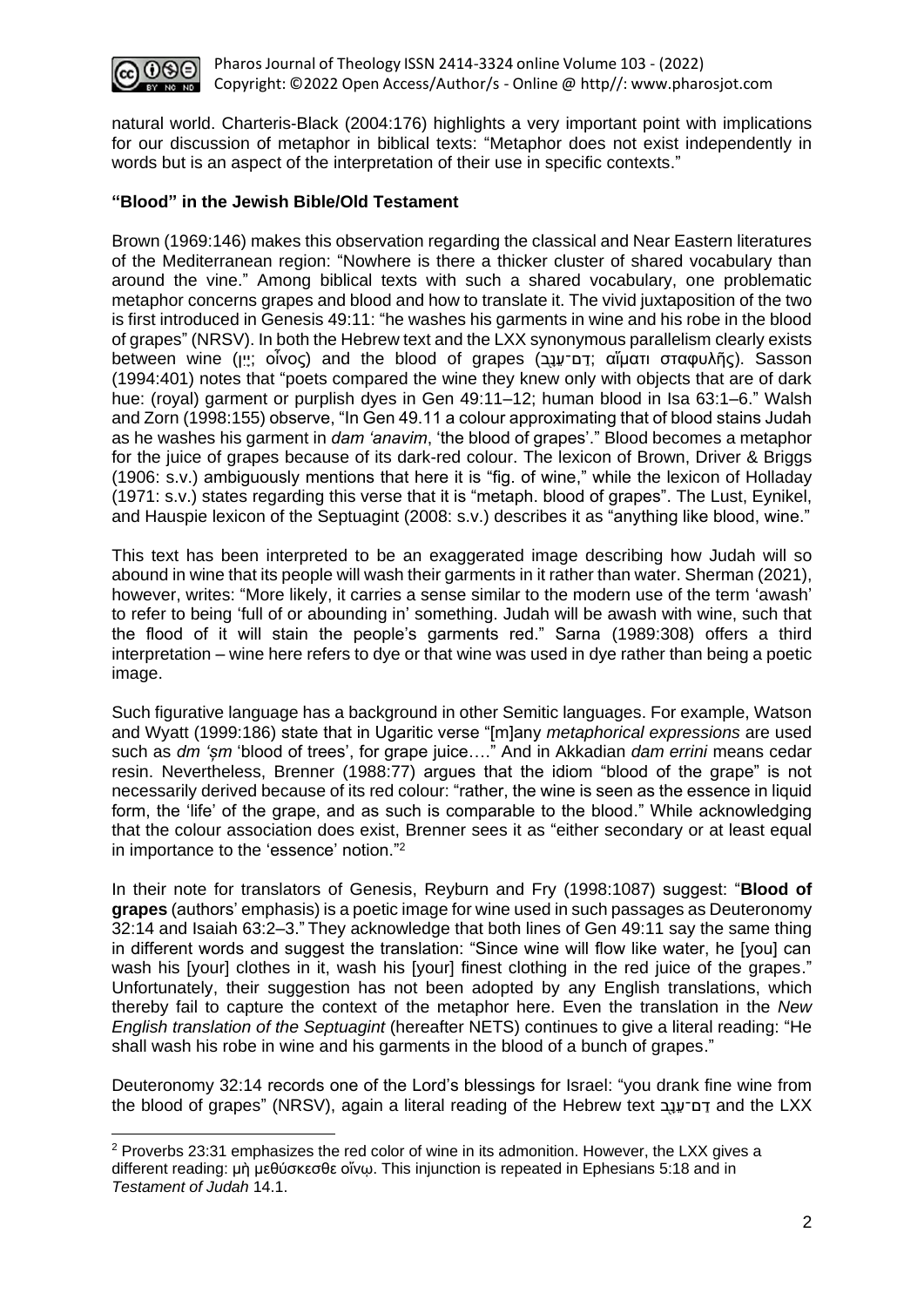natural world. Charteris-Black (2004:176) highlights a very important point with implications for our discussion of metaphor in biblical texts: "Metaphor does not exist independently in words but is an aspect of the interpretation of their use in specific contexts."

## "Blood" in the Jewish Bible/Old Testament

Brown (1969:146) makes this observation regarding the classical and Near Eastern literatures of the Mediterranean region: "Nowhere is there a thicker cluster of shared vocabulary than around the vine." Among biblical texts with such a shared vocabulary, one problematic metaphor concerns grapes and blood and how to translate it. The vivid juxtaposition of the two is first introduced in Genesis 49:11: "he washes his garments in wine and his robe in the blood of grapes" (NRSV). In both the Hebrew text and the LXX synonymous parallelism clearly exists between wine (יַיִן; οἶνος) and the blood of grapes (דַם־עֲנָבִ; αἵματι σταφυλῆς). Sasson (1994:401) notes that "poets compared the wine they knew only with objects that are of dark hue: (royal) garment or purplish dyes in Gen 49:11–12; human blood in Isa 63:1–6." Walsh and Zorn (1998:155) observe, "In Gen 49.11 a colour approximating that of blood stains Judah as he washes his garment in *dam 'anavim*, 'the blood of grapes'." Blood becomes a metaphor for the juice of grapes because of its dark-red colour. The lexicon of Brown, Driver & Briggs (1906: s.v.) ambiguously mentions that here it is "fig. of wine," while the lexicon of Holladay (1971: s.v.) states regarding this verse that it is "metaph. blood of grapes". The Lust, Eynikel, and Hauspie lexicon of the Septuagint (2008: s.v.) describes it as "anything like blood, wine."

This text has been interpreted to be an exaggerated image describing how Judah will so abound in wine that its people will wash their garments in it rather than water. Sherman (2021), however, writes: "More likely, it carries a sense similar to the modern use of the term 'awash' to refer to being 'full of or abounding in' something. Judah will be awash with wine, such that the flood of it will stain the people's garments red." Sarna (1989:308) offers a third interpretation – wine here refers to dye or that wine was used in dye rather than being a poetic image.

Such figurative language has a background in other Semitic languages. For example, Watson and Wyatt (1999:186) state that in Ugaritic verse "[m]any *metaphorical expressions* are used such as *dm 'ṣm* 'blood of trees', for grape juice…." And in Akkadian *dam errini* means cedar resin. Nevertheless, Brenner (1988:77) argues that the idiom "blood of the grape" is not necessarily derived because of its red colour: "rather, the wine is seen as the essence in liquid form, the 'life' of the grape, and as such is comparable to the blood." While acknowledging that the colour association does exist, Brenner sees it as "either secondary or at least equal in importance to the 'essence' notion."[2]

In their note for translators of Genesis, Reyburn and Fry (1998:1087) suggest: "**Blood of grapes** (authors' emphasis) is a poetic image for wine used in such passages as Deuteronomy 32:14 and Isaiah 63:2–3." They acknowledge that both lines of Gen 49:11 say the same thing in different words and suggest the translation: "Since wine will flow like water, he [you] can wash his [your] clothes in it, wash his [your] finest clothing in the red juice of the grapes." Unfortunately, their suggestion has not been adopted by any English translations, which thereby fail to capture the context of the metaphor here. Even the translation in the *New English translation of the Septuagint* (hereafter NETS) continues to give a literal reading: "He shall wash his robe in wine and his garments in the blood of a bunch of grapes."

Deuteronomy 32:14 records one of the Lord's blessings for Israel: "you drank fine wine from the blood of grapes" (NRSV), again a literal reading of the Hebrew text דַם־עֵנָב and the LXX

[2] Proverbs 23:31 emphasizes the red color of wine in its admonition. However, the LXX gives a different reading: μὴ μεθύσκεσθε οἴνῳ. This injunction is repeated in Ephesians 5:18 and in *Testament of Judah* 14.1.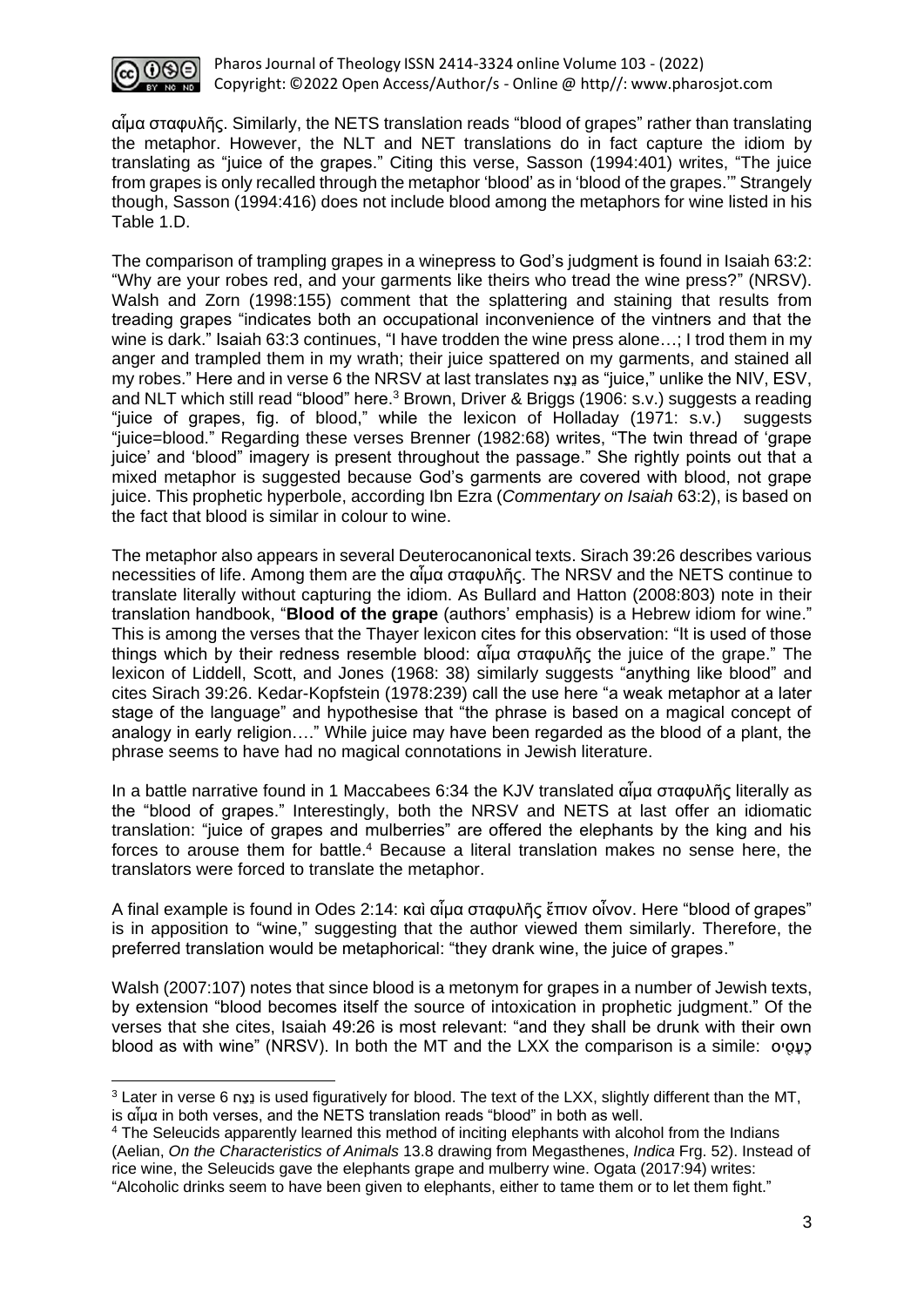αἷμα σταφυλῆς. Similarly, the NETS translation reads "blood of grapes" rather than translating the metaphor. However, the NLT and NET translations do in fact capture the idiom by translating as "juice of the grapes." Citing this verse, Sasson (1994:401) writes, "The juice from grapes is only recalled through the metaphor 'blood' as in 'blood of the grapes.'" Strangely though, Sasson (1994:416) does not include blood among the metaphors for wine listed in his Table 1.D.

The comparison of trampling grapes in a winepress to God's judgment is found in Isaiah 63:2: "Why are your robes red, and your garments like theirs who tread the wine press?" (NRSV). Walsh and Zorn (1998:155) comment that the splattering and staining that results from treading grapes "indicates both an occupational inconvenience of the vintners and that the wine is dark." Isaiah 63:3 continues, "I have trodden the wine press alone…; I trod them in my anger and trampled them in my wrath; their juice spattered on my garments, and stained all my robes." Here and in verse 6 the NRSV at last translates נֵצַח as "juice," unlike the NIV, ESV, and NLT which still read "blood" here.[3] Brown, Driver & Briggs (1906: s.v.) suggests a reading "juice of grapes, fig. of blood," while the lexicon of Holladay (1971: s.v.) suggests "juice=blood." Regarding these verses Brenner (1982:68) writes, "The twin thread of 'grape juice' and 'blood' imagery is present throughout the passage." She rightly points out that a mixed metaphor is suggested because God's garments are covered with blood, not grape juice. This prophetic hyperbole, according Ibn Ezra (*Commentary on Isaiah* 63:2), is based on the fact that blood is similar in colour to wine.

The metaphor also appears in several Deuterocanonical texts. Sirach 39:26 describes various necessities of life. Among them are the αἷμα σταφυλῆς. The NRSV and the NETS continue to translate literally without capturing the idiom. As Bullard and Hatton (2008:803) note in their translation handbook, "**Blood of the grape** (authors' emphasis) is a Hebrew idiom for wine." This is among the verses that the Thayer lexicon cites for this observation: "It is used of those things which by their redness resemble blood: αἷμα σταφυλῆς the juice of the grape." The lexicon of Liddell, Scott, and Jones (1968: 38) similarly suggests "anything like blood" and cites Sirach 39:26. Kedar-Kopfstein (1978:239) call the use here "a weak metaphor at a later stage of the language" and hypothesise that "the phrase is based on a magical concept of analogy in early religion…." While juice may have been regarded as the blood of a plant, the phrase seems to have had no magical connotations in Jewish literature.

In a battle narrative found in 1 Maccabees 6:34 the KJV translated αἷμα σταφυλῆς literally as the "blood of grapes." Interestingly, both the NRSV and NETS at last offer an idiomatic translation: "juice of grapes and mulberries" are offered the elephants by the king and his forces to arouse them for battle.[4] Because a literal translation makes no sense here, the translators were forced to translate the metaphor.

A final example is found in Odes 2:14: καὶ αἷμα σταφυλῆς ἔπιον οἶνον. Here "blood of grapes" is in apposition to "wine," suggesting that the author viewed them similarly. Therefore, the preferred translation would be metaphorical: "they drank wine, the juice of grapes."

Walsh (2007:107) notes that since blood is a metonym for grapes in a number of Jewish texts, by extension "blood becomes itself the source of intoxication in prophetic judgment." Of the verses that she cites, Isaiah 49:26 is most relevant: "and they shall be drunk with their own blood as with wine" (NRSV). In both the MT and the LXX the comparison is a simile: כֶעָסִיס

---

[3] Later in verse 6 נֵצַח is used figuratively for blood. The text of the LXX, slightly different than the MT, is αἷμα in both verses, and the NETS translation reads "blood" in both as well.

[4] The Seleucids apparently learned this method of inciting elephants with alcohol from the Indians (Aelian, *On the Characteristics of Animals* 13.8 drawing from Megasthenes, *Indica* Frg. 52). Instead of rice wine, the Seleucids gave the elephants grape and mulberry wine. Ogata (2017:94) writes: "Alcoholic drinks seem to have been given to elephants, either to tame them or to let them fight."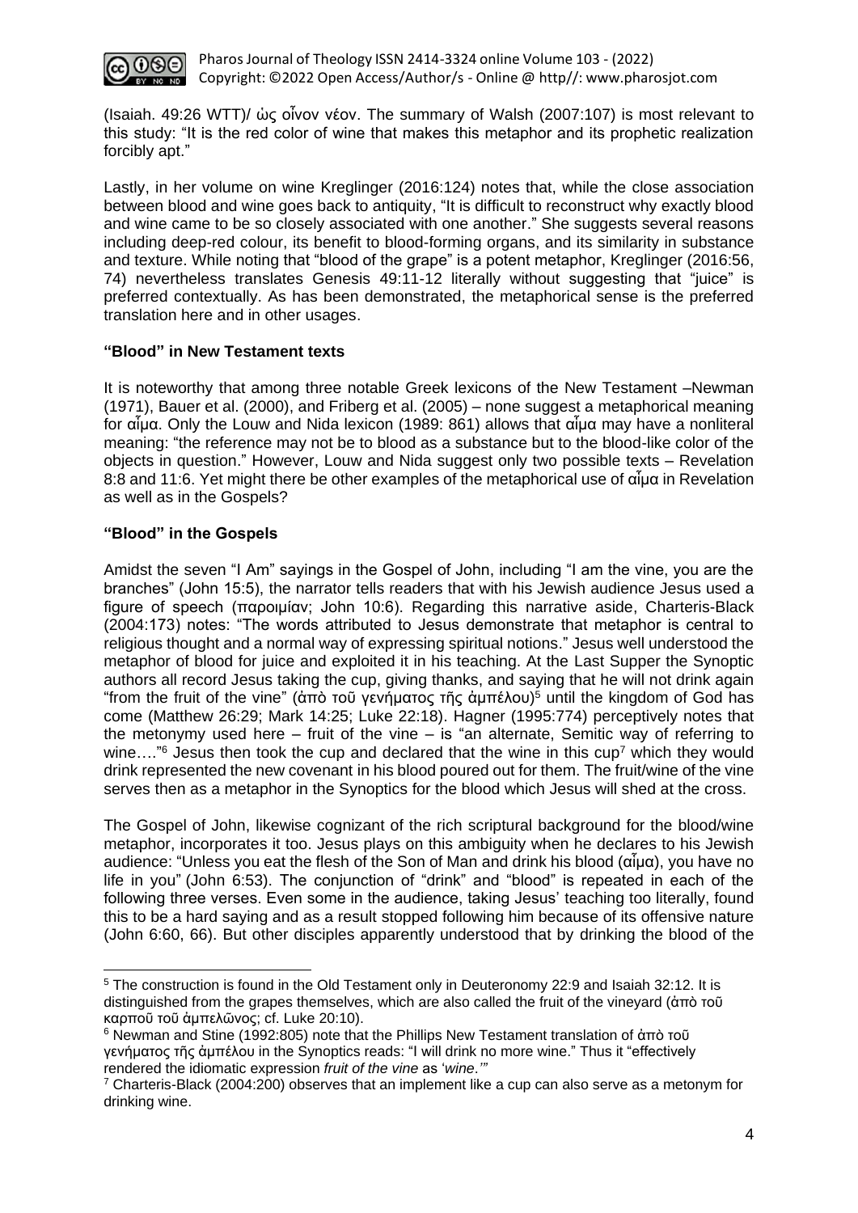(Isaiah. 49:26 WTT)/ ὡς οἶνον νέον. The summary of Walsh (2007:107) is most relevant to this study: "It is the red color of wine that makes this metaphor and its prophetic realization forcibly apt."

Lastly, in her volume on wine Kreglinger (2016:124) notes that, while the close association between blood and wine goes back to antiquity, "It is difficult to reconstruct why exactly blood and wine came to be so closely associated with one another." She suggests several reasons including deep-red colour, its benefit to blood-forming organs, and its similarity in substance and texture. While noting that "blood of the grape" is a potent metaphor, Kreglinger (2016:56, 74) nevertheless translates Genesis 49:11-12 literally without suggesting that "juice" is preferred contextually. As has been demonstrated, the metaphorical sense is the preferred translation here and in other usages.

### "Blood" in New Testament texts

It is noteworthy that among three notable Greek lexicons of the New Testament –Newman (1971), Bauer et al. (2000), and Friberg et al. (2005) – none suggest a metaphorical meaning for αἷμα. Only the Louw and Nida lexicon (1989: 861) allows that αἷμα may have a nonliteral meaning: "the reference may not be to blood as a substance but to the blood-like color of the objects in question." However, Louw and Nida suggest only two possible texts – Revelation 8:8 and 11:6. Yet might there be other examples of the metaphorical use of αἷμα in Revelation as well as in the Gospels?

### "Blood" in the Gospels

Amidst the seven "I Am" sayings in the Gospel of John, including "I am the vine, you are the branches" (John 15:5), the narrator tells readers that with his Jewish audience Jesus used a figure of speech (παροιμίαν; John 10:6). Regarding this narrative aside, Charteris-Black (2004:173) notes: "The words attributed to Jesus demonstrate that metaphor is central to religious thought and a normal way of expressing spiritual notions." Jesus well understood the metaphor of blood for juice and exploited it in his teaching. At the Last Supper the Synoptic authors all record Jesus taking the cup, giving thanks, and saying that he will not drink again "from the fruit of the vine" (ἀπὸ τοῦ γενήματος τῆς ἀμπέλου)[5] until the kingdom of God has come (Matthew 26:29; Mark 14:25; Luke 22:18). Hagner (1995:774) perceptively notes that the metonymy used here – fruit of the vine – is "an alternate, Semitic way of referring to wine…."[6] Jesus then took the cup and declared that the wine in this cup[7] which they would drink represented the new covenant in his blood poured out for them. The fruit/wine of the vine serves then as a metaphor in the Synoptics for the blood which Jesus will shed at the cross.

The Gospel of John, likewise cognizant of the rich scriptural background for the blood/wine metaphor, incorporates it too. Jesus plays on this ambiguity when he declares to his Jewish audience: "Unless you eat the flesh of the Son of Man and drink his blood (αἷμα), you have no life in you" (John 6:53). The conjunction of "drink" and "blood" is repeated in each of the following three verses. Even some in the audience, taking Jesus' teaching too literally, found this to be a hard saying and as a result stopped following him because of its offensive nature (John 6:60, 66). But other disciples apparently understood that by drinking the blood of the

---

[5] The construction is found in the Old Testament only in Deuteronomy 22:9 and Isaiah 32:12. It is distinguished from the grapes themselves, which are also called the fruit of the vineyard (ἀπὸ τοῦ καρποῦ τοῦ ἀμπελῶνος; cf. Luke 20:10).

[6] Newman and Stine (1992:805) note that the Phillips New Testament translation of ἀπὸ τοῦ γενήματος τῆς ἀμπέλου in the Synoptics reads: "I will drink no more wine." Thus it "effectively rendered the idiomatic expression *fruit of the vine* as '*wine*.'"

[7] Charteris-Black (2004:200) observes that an implement like a cup can also serve as a metonym for drinking wine.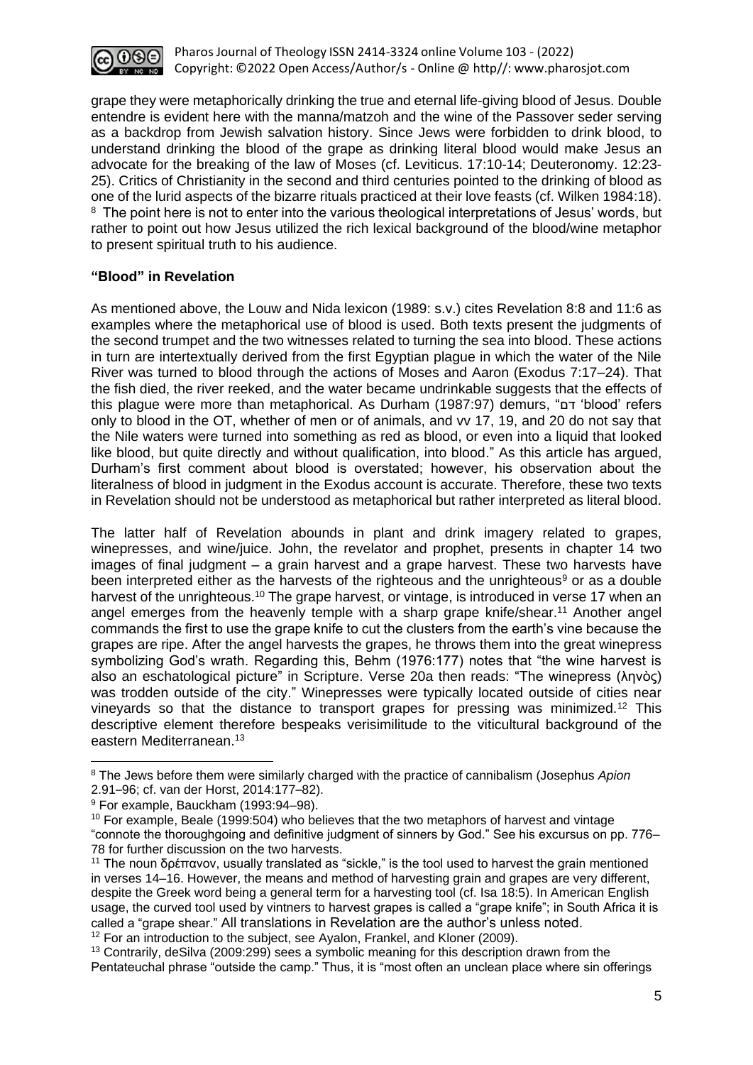grape they were metaphorically drinking the true and eternal life-giving blood of Jesus. Double entendre is evident here with the manna/matzoh and the wine of the Passover seder serving as a backdrop from Jewish salvation history. Since Jews were forbidden to drink blood, to understand drinking the blood of the grape as drinking literal blood would make Jesus an advocate for the breaking of the law of Moses (cf. Leviticus. 17:10-14; Deuteronomy. 12:23-25). Critics of Christianity in the second and third centuries pointed to the drinking of blood as one of the lurid aspects of the bizarre rituals practiced at their love feasts (cf. Wilken 1984:18).[8] The point here is not to enter into the various theological interpretations of Jesus' words, but rather to point out how Jesus utilized the rich lexical background of the blood/wine metaphor to present spiritual truth to his audience.

### "Blood" in Revelation

As mentioned above, the Louw and Nida lexicon (1989: s.v.) cites Revelation 8:8 and 11:6 as examples where the metaphorical use of blood is used. Both texts present the judgments of the second trumpet and the two witnesses related to turning the sea into blood. These actions in turn are intertextually derived from the first Egyptian plague in which the water of the Nile River was turned to blood through the actions of Moses and Aaron (Exodus 7:17–24). That the fish died, the river reeked, and the water became undrinkable suggests that the effects of this plague were more than metaphorical. As Durham (1987:97) demurs, "דם 'blood' refers only to blood in the OT, whether of men or of animals, and vv 17, 19, and 20 do not say that the Nile waters were turned into something as red as blood, or even into a liquid that looked like blood, but quite directly and without qualification, into blood." As this article has argued, Durham's first comment about blood is overstated; however, his observation about the literalness of blood in judgment in the Exodus account is accurate. Therefore, these two texts in Revelation should not be understood as metaphorical but rather interpreted as literal blood.

The latter half of Revelation abounds in plant and drink imagery related to grapes, winepresses, and wine/juice. John, the revelator and prophet, presents in chapter 14 two images of final judgment – a grain harvest and a grape harvest. These two harvests have been interpreted either as the harvests of the righteous and the unrighteous[9] or as a double harvest of the unrighteous.[10] The grape harvest, or vintage, is introduced in verse 17 when an angel emerges from the heavenly temple with a sharp grape knife/shear.[11] Another angel commands the first to use the grape knife to cut the clusters from the earth's vine because the grapes are ripe. After the angel harvests the grapes, he throws them into the great winepress symbolizing God's wrath. Regarding this, Behm (1976:177) notes that "the wine harvest is also an eschatological picture" in Scripture. Verse 20a then reads: "The winepress (ληνὸς) was trodden outside of the city." Winepresses were typically located outside of cities near vineyards so that the distance to transport grapes for pressing was minimized.[12] This descriptive element therefore bespeaks verisimilitude to the viticultural background of the eastern Mediterranean.[13]

---

[8] The Jews before them were similarly charged with the practice of cannibalism (Josephus *Apion* 2.91–96; cf. van der Horst, 2014:177–82).

[9] For example, Bauckham (1993:94–98).

[10] For example, Beale (1999:504) who believes that the two metaphors of harvest and vintage "connote the thoroughgoing and definitive judgment of sinners by God." See his excursus on pp. 776–78 for further discussion on the two harvests.

[11] The noun δρέπανον, usually translated as "sickle," is the tool used to harvest the grain mentioned in verses 14–16. However, the means and method of harvesting grain and grapes are very different, despite the Greek word being a general term for a harvesting tool (cf. Isa 18:5). In American English usage, the curved tool used by vintners to harvest grapes is called a "grape knife"; in South Africa it is called a "grape shear." All translations in Revelation are the author's unless noted.

[12] For an introduction to the subject, see Ayalon, Frankel, and Kloner (2009).

[13] Contrarily, deSilva (2009:299) sees a symbolic meaning for this description drawn from the Pentateuchal phrase "outside the camp." Thus, it is "most often an unclean place where sin offerings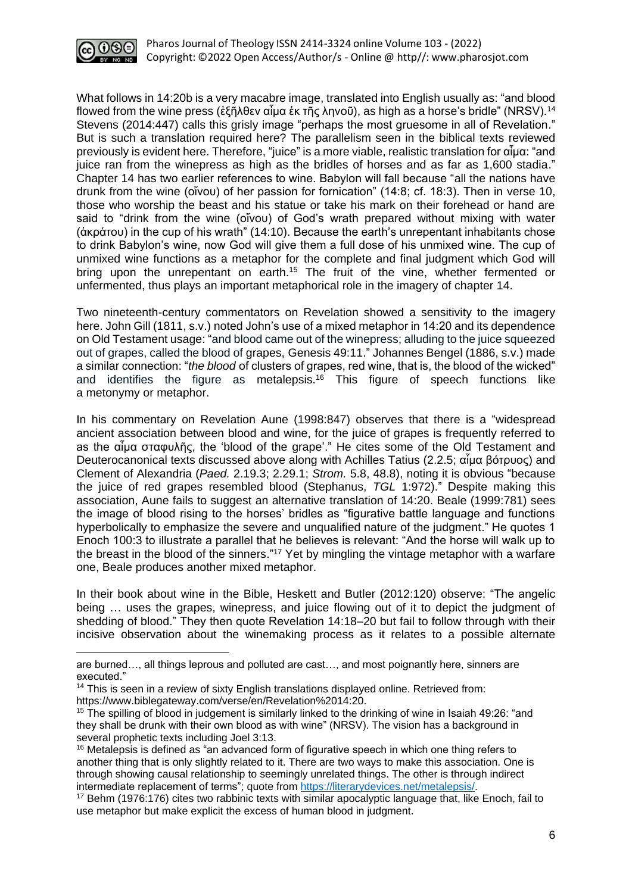What follows in 14:20b is a very macabre image, translated into English usually as: "and blood flowed from the wine press (ἐξῆλθεν αἷμα ἐκ τῆς ληνοῦ), as high as a horse's bridle" (NRSV).[14] Stevens (2014:447) calls this grisly image "perhaps the most gruesome in all of Revelation." But is such a translation required here? The parallelism seen in the biblical texts reviewed previously is evident here. Therefore, "juice" is a more viable, realistic translation for αἷμα: "and juice ran from the winepress as high as the bridles of horses and as far as 1,600 stadia." Chapter 14 has two earlier references to wine. Babylon will fall because "all the nations have drunk from the wine (οἴνου) of her passion for fornication" (14:8; cf. 18:3). Then in verse 10, those who worship the beast and his statue or take his mark on their forehead or hand are said to "drink from the wine (οἴνου) of God's wrath prepared without mixing with water (ἀκράτου) in the cup of his wrath" (14:10). Because the earth's unrepentant inhabitants chose to drink Babylon's wine, now God will give them a full dose of his unmixed wine. The cup of unmixed wine functions as a metaphor for the complete and final judgment which God will bring upon the unrepentant on earth.[15] The fruit of the vine, whether fermented or unfermented, thus plays an important metaphorical role in the imagery of chapter 14.

Two nineteenth-century commentators on Revelation showed a sensitivity to the imagery here. John Gill (1811, s.v.) noted John's use of a mixed metaphor in 14:20 and its dependence on Old Testament usage: "and blood came out of the winepress; alluding to the juice squeezed out of grapes, called the blood of grapes, Genesis 49:11." Johannes Bengel (1886, s.v.) made a similar connection: "*the blood* of clusters of grapes, red wine, that is, the blood of the wicked" and identifies the figure as metalepsis.[16] This figure of speech functions like a metonymy or metaphor.

In his commentary on Revelation Aune (1998:847) observes that there is a "widespread ancient association between blood and wine, for the juice of grapes is frequently referred to as the αἷμα σταφυλῆς, the 'blood of the grape'." He cites some of the Old Testament and Deuterocanonical texts discussed above along with Achilles Tatius (2.2.5; αἷμα βότρυος) and Clement of Alexandria (*Paed.* 2.19.3; 2.29.1; *Strom.* 5.8, 48.8), noting it is obvious "because the juice of red grapes resembled blood (Stephanus, *TGL* 1:972)." Despite making this association, Aune fails to suggest an alternative translation of 14:20. Beale (1999:781) sees the image of blood rising to the horses' bridles as "figurative battle language and functions hyperbolically to emphasize the severe and unqualified nature of the judgment." He quotes 1 Enoch 100:3 to illustrate a parallel that he believes is relevant: "And the horse will walk up to the breast in the blood of the sinners."[17] Yet by mingling the vintage metaphor with a warfare one, Beale produces another mixed metaphor.

In their book about wine in the Bible, Heskett and Butler (2012:120) observe: "The angelic being … uses the grapes, winepress, and juice flowing out of it to depict the judgment of shedding of blood." They then quote Revelation 14:18–20 but fail to follow through with their incisive observation about the winemaking process as it relates to a possible alternate

---

are burned…, all things leprous and polluted are cast…, and most poignantly here, sinners are executed."

[14] This is seen in a review of sixty English translations displayed online. Retrieved from: https://www.biblegateway.com/verse/en/Revelation%2014:20.

[15] The spilling of blood in judgement is similarly linked to the drinking of wine in Isaiah 49:26: "and they shall be drunk with their own blood as with wine" (NRSV). The vision has a background in several prophetic texts including Joel 3:13.

[16] Metalepsis is defined as "an advanced form of figurative speech in which one thing refers to another thing that is only slightly related to it. There are two ways to make this association. One is through showing causal relationship to seemingly unrelated things. The other is through indirect intermediate replacement of terms"; quote from https://literarydevices.net/metalepsis/.

[17] Behm (1976:176) cites two rabbinic texts with similar apocalyptic language that, like Enoch, fail to use metaphor but make explicit the excess of human blood in judgment.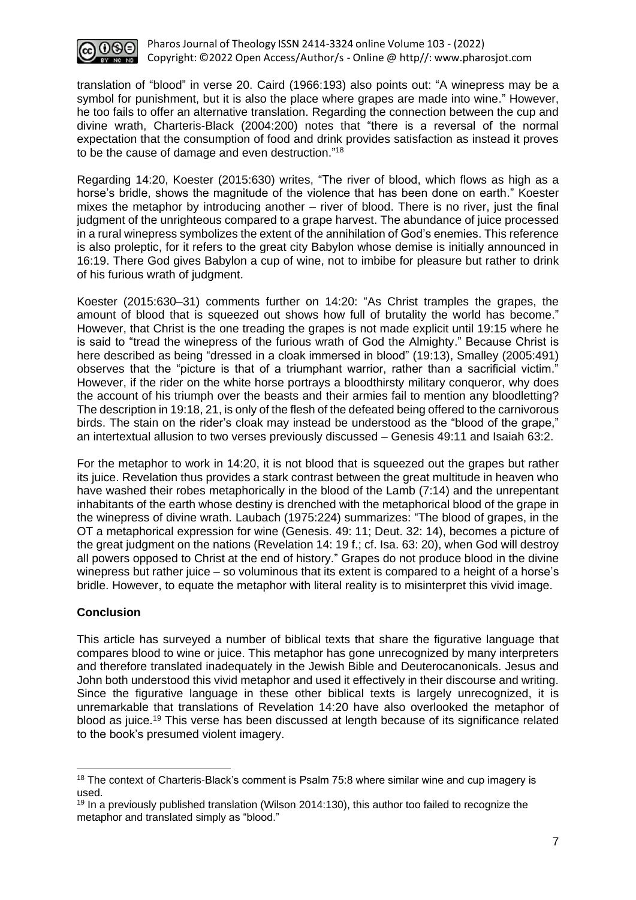translation of "blood" in verse 20. Caird (1966:193) also points out: "A winepress may be a symbol for punishment, but it is also the place where grapes are made into wine." However, he too fails to offer an alternative translation. Regarding the connection between the cup and divine wrath, Charteris-Black (2004:200) notes that "there is a reversal of the normal expectation that the consumption of food and drink provides satisfaction as instead it proves to be the cause of damage and even destruction."[18]

Regarding 14:20, Koester (2015:630) writes, "The river of blood, which flows as high as a horse's bridle, shows the magnitude of the violence that has been done on earth." Koester mixes the metaphor by introducing another – river of blood. There is no river, just the final judgment of the unrighteous compared to a grape harvest. The abundance of juice processed in a rural winepress symbolizes the extent of the annihilation of God's enemies. This reference is also proleptic, for it refers to the great city Babylon whose demise is initially announced in 16:19. There God gives Babylon a cup of wine, not to imbibe for pleasure but rather to drink of his furious wrath of judgment.

Koester (2015:630–31) comments further on 14:20: "As Christ tramples the grapes, the amount of blood that is squeezed out shows how full of brutality the world has become." However, that Christ is the one treading the grapes is not made explicit until 19:15 where he is said to "tread the winepress of the furious wrath of God the Almighty." Because Christ is here described as being "dressed in a cloak immersed in blood" (19:13), Smalley (2005:491) observes that the "picture is that of a triumphant warrior, rather than a sacrificial victim." However, if the rider on the white horse portrays a bloodthirsty military conqueror, why does the account of his triumph over the beasts and their armies fail to mention any bloodletting? The description in 19:18, 21, is only of the flesh of the defeated being offered to the carnivorous birds. The stain on the rider's cloak may instead be understood as the "blood of the grape," an intertextual allusion to two verses previously discussed – Genesis 49:11 and Isaiah 63:2.

For the metaphor to work in 14:20, it is not blood that is squeezed out the grapes but rather its juice. Revelation thus provides a stark contrast between the great multitude in heaven who have washed their robes metaphorically in the blood of the Lamb (7:14) and the unrepentant inhabitants of the earth whose destiny is drenched with the metaphorical blood of the grape in the winepress of divine wrath. Laubach (1975:224) summarizes: "The blood of grapes, in the OT a metaphorical expression for wine (Genesis. 49: 11; Deut. 32: 14), becomes a picture of the great judgment on the nations (Revelation 14: 19 f.; cf. Isa. 63: 20), when God will destroy all powers opposed to Christ at the end of history." Grapes do not produce blood in the divine winepress but rather juice – so voluminous that its extent is compared to a height of a horse's bridle. However, to equate the metaphor with literal reality is to misinterpret this vivid image.

## Conclusion

This article has surveyed a number of biblical texts that share the figurative language that compares blood to wine or juice. This metaphor has gone unrecognized by many interpreters and therefore translated inadequately in the Jewish Bible and Deuterocanonicals. Jesus and John both understood this vivid metaphor and used it effectively in their discourse and writing. Since the figurative language in these other biblical texts is largely unrecognized, it is unremarkable that translations of Revelation 14:20 have also overlooked the metaphor of blood as juice.[19] This verse has been discussed at length because of its significance related to the book's presumed violent imagery.

---

[18] The context of Charteris-Black's comment is Psalm 75:8 where similar wine and cup imagery is used.

[19] In a previously published translation (Wilson 2014:130), this author too failed to recognize the metaphor and translated simply as "blood."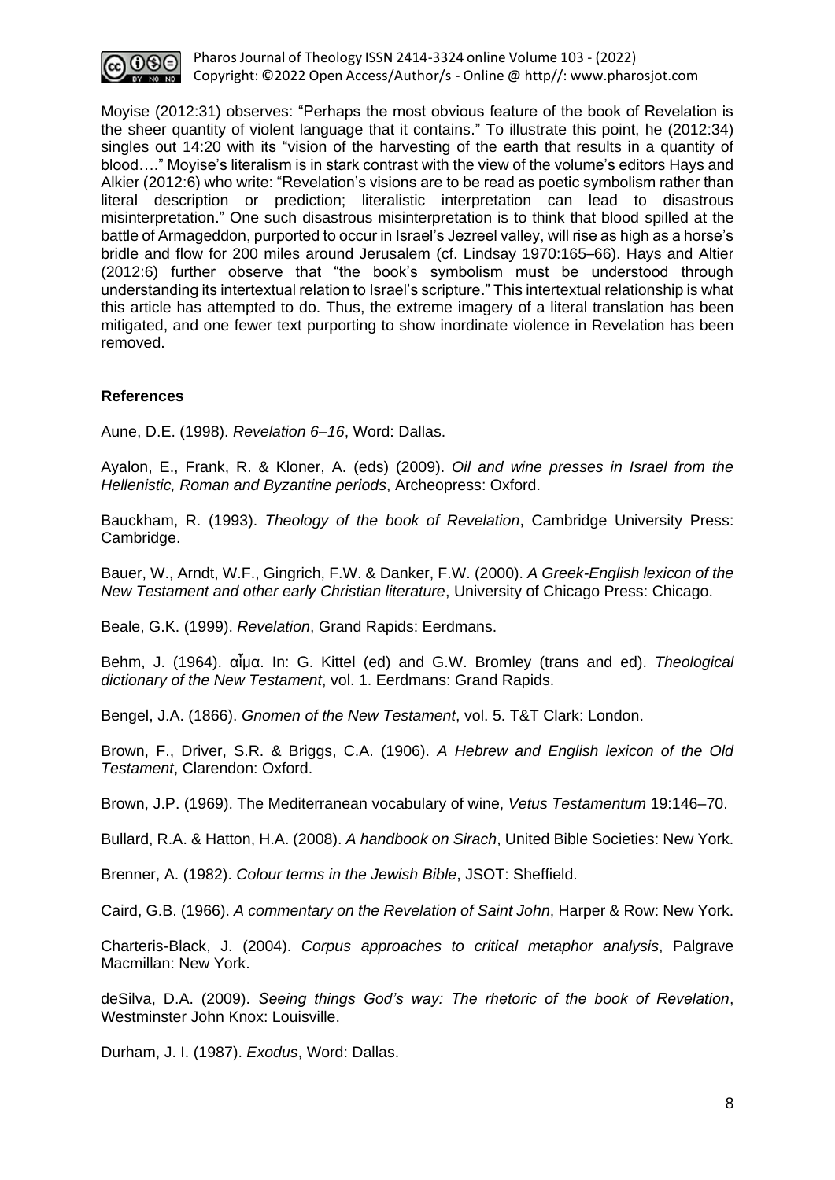Moyise (2012:31) observes: "Perhaps the most obvious feature of the book of Revelation is the sheer quantity of violent language that it contains." To illustrate this point, he (2012:34) singles out 14:20 with its "vision of the harvesting of the earth that results in a quantity of blood…." Moyise's literalism is in stark contrast with the view of the volume's editors Hays and Alkier (2012:6) who write: "Revelation's visions are to be read as poetic symbolism rather than literal description or prediction; literalistic interpretation can lead to disastrous misinterpretation." One such disastrous misinterpretation is to think that blood spilled at the battle of Armageddon, purported to occur in Israel's Jezreel valley, will rise as high as a horse's bridle and flow for 200 miles around Jerusalem (cf. Lindsay 1970:165–66). Hays and Altier (2012:6) further observe that "the book's symbolism must be understood through understanding its intertextual relation to Israel's scripture." This intertextual relationship is what this article has attempted to do. Thus, the extreme imagery of a literal translation has been mitigated, and one fewer text purporting to show inordinate violence in Revelation has been removed.

**References**

Aune, D.E. (1998). *Revelation 6–16*, Word: Dallas.

Ayalon, E., Frank, R. & Kloner, A. (eds) (2009). *Oil and wine presses in Israel from the Hellenistic, Roman and Byzantine periods*, Archeopress: Oxford.

Bauckham, R. (1993). *Theology of the book of Revelation*, Cambridge University Press: Cambridge.

Bauer, W., Arndt, W.F., Gingrich, F.W. & Danker, F.W. (2000). *A Greek-English lexicon of the New Testament and other early Christian literature*, University of Chicago Press: Chicago.

Beale, G.K. (1999). *Revelation*, Grand Rapids: Eerdmans.

Behm, J. (1964). αἷμα. In: G. Kittel (ed) and G.W. Bromley (trans and ed). *Theological dictionary of the New Testament*, vol. 1. Eerdmans: Grand Rapids.

Bengel, J.A. (1866). *Gnomen of the New Testament*, vol. 5. T&T Clark: London.

Brown, F., Driver, S.R. & Briggs, C.A. (1906). *A Hebrew and English lexicon of the Old Testament*, Clarendon: Oxford.

Brown, J.P. (1969). The Mediterranean vocabulary of wine, *Vetus Testamentum* 19:146–70.

Bullard, R.A. & Hatton, H.A. (2008). *A handbook on Sirach*, United Bible Societies: New York.

Brenner, A. (1982). *Colour terms in the Jewish Bible*, JSOT: Sheffield.

Caird, G.B. (1966). *A commentary on the Revelation of Saint John*, Harper & Row: New York.

Charteris-Black, J. (2004). *Corpus approaches to critical metaphor analysis*, Palgrave Macmillan: New York.

deSilva, D.A. (2009). *Seeing things God's way: The rhetoric of the book of Revelation*, Westminster John Knox: Louisville.

Durham, J. I. (1987). *Exodus*, Word: Dallas.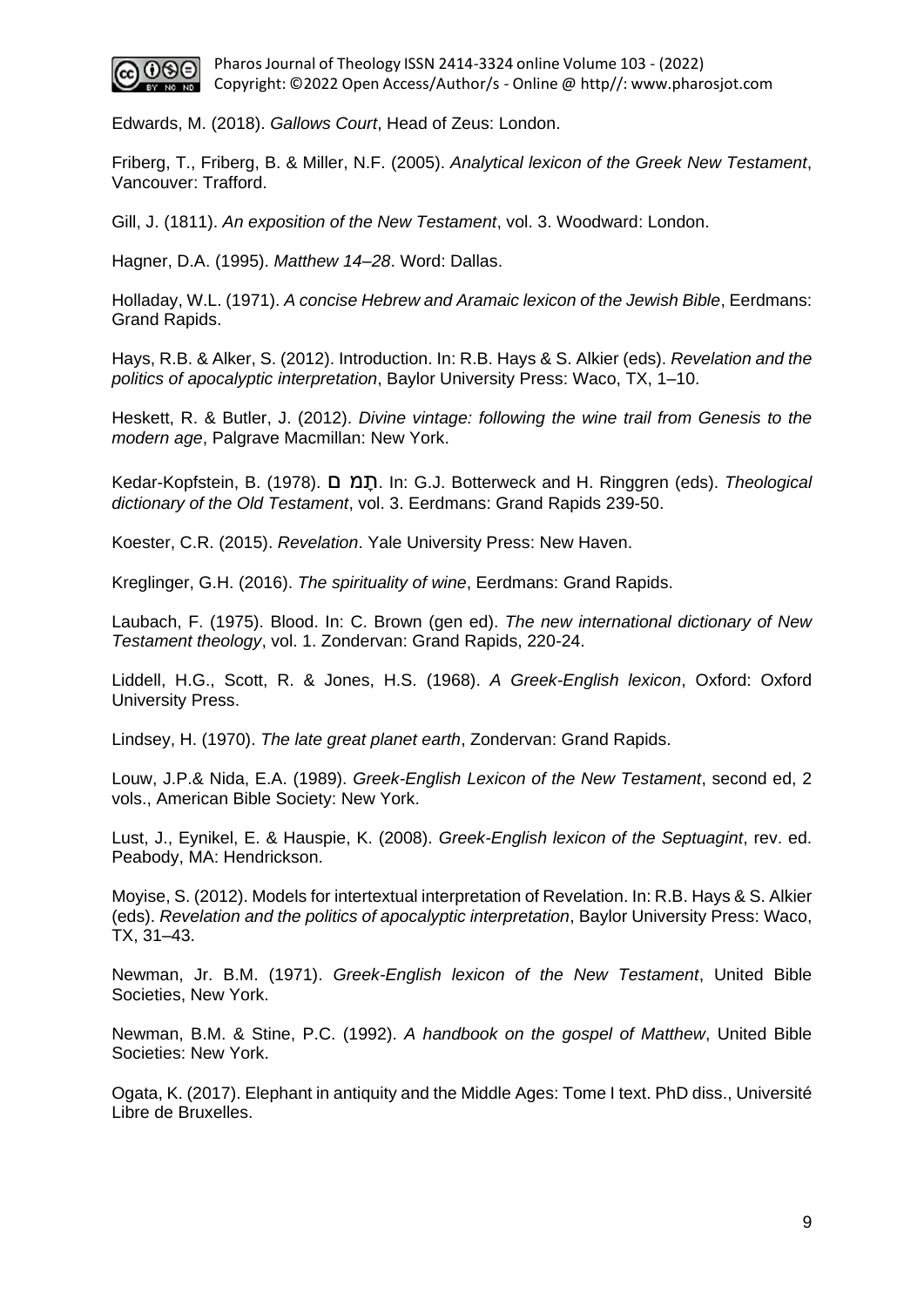Edwards, M. (2018). *Gallows Court*, Head of Zeus: London.

Friberg, T., Friberg, B. & Miller, N.F. (2005). *Analytical lexicon of the Greek New Testament*, Vancouver: Trafford.

Gill, J. (1811). *An exposition of the New Testament*, vol. 3. Woodward: London.

Hagner, D.A. (1995). *Matthew 14–28*. Word: Dallas.

Holladay, W.L. (1971). *A concise Hebrew and Aramaic lexicon of the Jewish Bible*, Eerdmans: Grand Rapids.

Hays, R.B. & Alker, S. (2012). Introduction. In: R.B. Hays & S. Alkier (eds). *Revelation and the politics of apocalyptic interpretation*, Baylor University Press: Waco, TX, 1–10.

Heskett, R. & Butler, J. (2012). *Divine vintage: following the wine trail from Genesis to the modern age*, Palgrave Macmillan: New York.

Kedar-Kopfstein, B. (1978). דָּם. In: G.J. Botterweck and H. Ringgren (eds). *Theological dictionary of the Old Testament*, vol. 3. Eerdmans: Grand Rapids 239-50.

Koester, C.R. (2015). *Revelation*. Yale University Press: New Haven.

Kreglinger, G.H. (2016). *The spirituality of wine*, Eerdmans: Grand Rapids.

Laubach, F. (1975). Blood. In: C. Brown (gen ed). *The new international dictionary of New Testament theology*, vol. 1. Zondervan: Grand Rapids, 220-24.

Liddell, H.G., Scott, R. & Jones, H.S. (1968). *A Greek-English lexicon*, Oxford: Oxford University Press.

Lindsey, H. (1970). *The late great planet earth*, Zondervan: Grand Rapids.

Louw, J.P.& Nida, E.A. (1989). *Greek-English Lexicon of the New Testament*, second ed, 2 vols., American Bible Society: New York.

Lust, J., Eynikel, E. & Hauspie, K. (2008). *Greek-English lexicon of the Septuagint*, rev. ed. Peabody, MA: Hendrickson.

Moyise, S. (2012). Models for intertextual interpretation of Revelation. In: R.B. Hays & S. Alkier (eds). *Revelation and the politics of apocalyptic interpretation*, Baylor University Press: Waco, TX, 31–43.

Newman, Jr. B.M. (1971). *Greek-English lexicon of the New Testament*, United Bible Societies, New York.

Newman, B.M. & Stine, P.C. (1992). *A handbook on the gospel of Matthew*, United Bible Societies: New York.

Ogata, K. (2017). Elephant in antiquity and the Middle Ages: Tome I text. PhD diss., Université Libre de Bruxelles.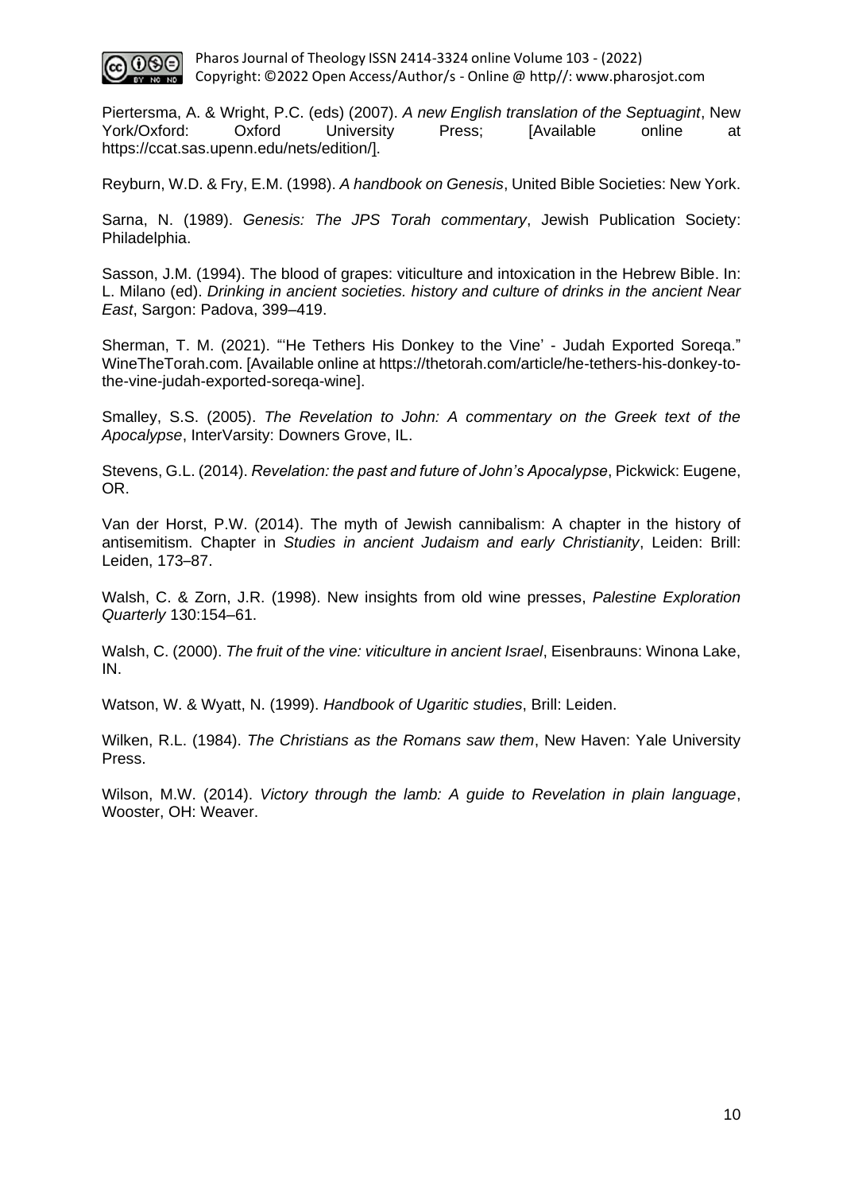Piertersma, A. & Wright, P.C. (eds) (2007). *A new English translation of the Septuagint*, New York/Oxford: Oxford University Press; [Available online at https://ccat.sas.upenn.edu/nets/edition/].

Reyburn, W.D. & Fry, E.M. (1998). *A handbook on Genesis*, United Bible Societies: New York.

Sarna, N. (1989). *Genesis: The JPS Torah commentary*, Jewish Publication Society: Philadelphia.

Sasson, J.M. (1994). The blood of grapes: viticulture and intoxication in the Hebrew Bible. In: L. Milano (ed). *Drinking in ancient societies. history and culture of drinks in the ancient Near East*, Sargon: Padova, 399–419.

Sherman, T. M. (2021). "'He Tethers His Donkey to the Vine' - Judah Exported Soreqa." WineTheTorah.com. [Available online at https://thetorah.com/article/he-tethers-his-donkey-to-the-vine-judah-exported-soreqa-wine].

Smalley, S.S. (2005). *The Revelation to John: A commentary on the Greek text of the Apocalypse*, InterVarsity: Downers Grove, IL.

Stevens, G.L. (2014). *Revelation: the past and future of John's Apocalypse*, Pickwick: Eugene, OR.

Van der Horst, P.W. (2014). The myth of Jewish cannibalism: A chapter in the history of antisemitism. Chapter in *Studies in ancient Judaism and early Christianity*, Leiden: Brill: Leiden, 173–87.

Walsh, C. & Zorn, J.R. (1998). New insights from old wine presses, *Palestine Exploration Quarterly* 130:154–61.

Walsh, C. (2000). *The fruit of the vine: viticulture in ancient Israel*, Eisenbrauns: Winona Lake, IN.

Watson, W. & Wyatt, N. (1999). *Handbook of Ugaritic studies*, Brill: Leiden.

Wilken, R.L. (1984). *The Christians as the Romans saw them*, New Haven: Yale University Press.

Wilson, M.W. (2014). *Victory through the lamb: A guide to Revelation in plain language*, Wooster, OH: Weaver.